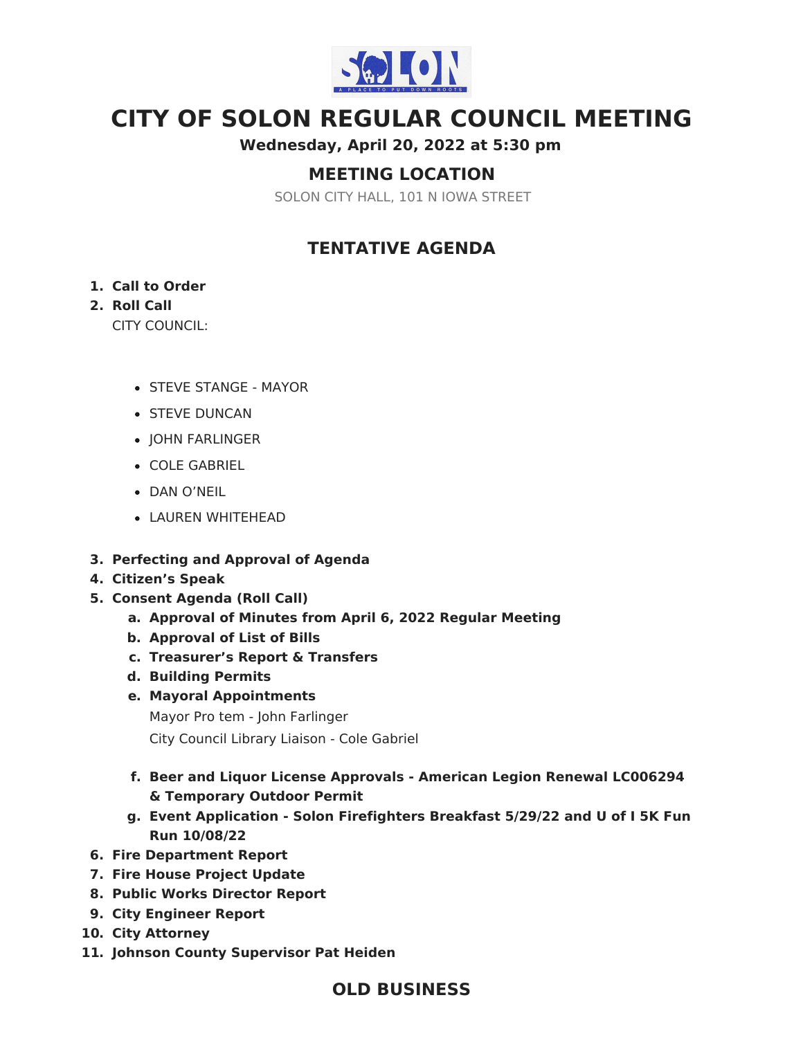# CITY OF SOLON REGULAR COUNCIL MEETING

**Wednesday, April 20, 2022 at 5:30 pm**

## MEETING LOCATION

SOLON CITY HALL, 101 N IOWA STREET

## TENTATIVE AGENDA

1. **Call to Order**
2. **Roll Call**

   CITY COUNCIL:

   - STEVE STANGE - MAYOR
   - STEVE DUNCAN
   - JOHN FARLINGER
   - COLE GABRIEL
   - DAN O'NEIL
   - LAUREN WHITEHEAD

3. **Perfecting and Approval of Agenda**
4. **Citizen's Speak**
5. **Consent Agenda (Roll Call)**
   a. **Approval of Minutes from April 6, 2022 Regular Meeting**
   b. **Approval of List of Bills**
   c. **Treasurer's Report & Transfers**
   d. **Building Permits**
   e. **Mayoral Appointments**

      Mayor Pro tem - John Farlinger

      City Council Library Liaison - Cole Gabriel

   f. **Beer and Liquor License Approvals - American Legion Renewal LC006294 & Temporary Outdoor Permit**
   g. **Event Application - Solon Firefighters Breakfast 5/29/22 and U of I 5K Fun Run 10/08/22**
6. **Fire Department Report**
7. **Fire House Project Update**
8. **Public Works Director Report**
9. **City Engineer Report**
10. **City Attorney**
11. **Johnson County Supervisor Pat Heiden**

## OLD BUSINESS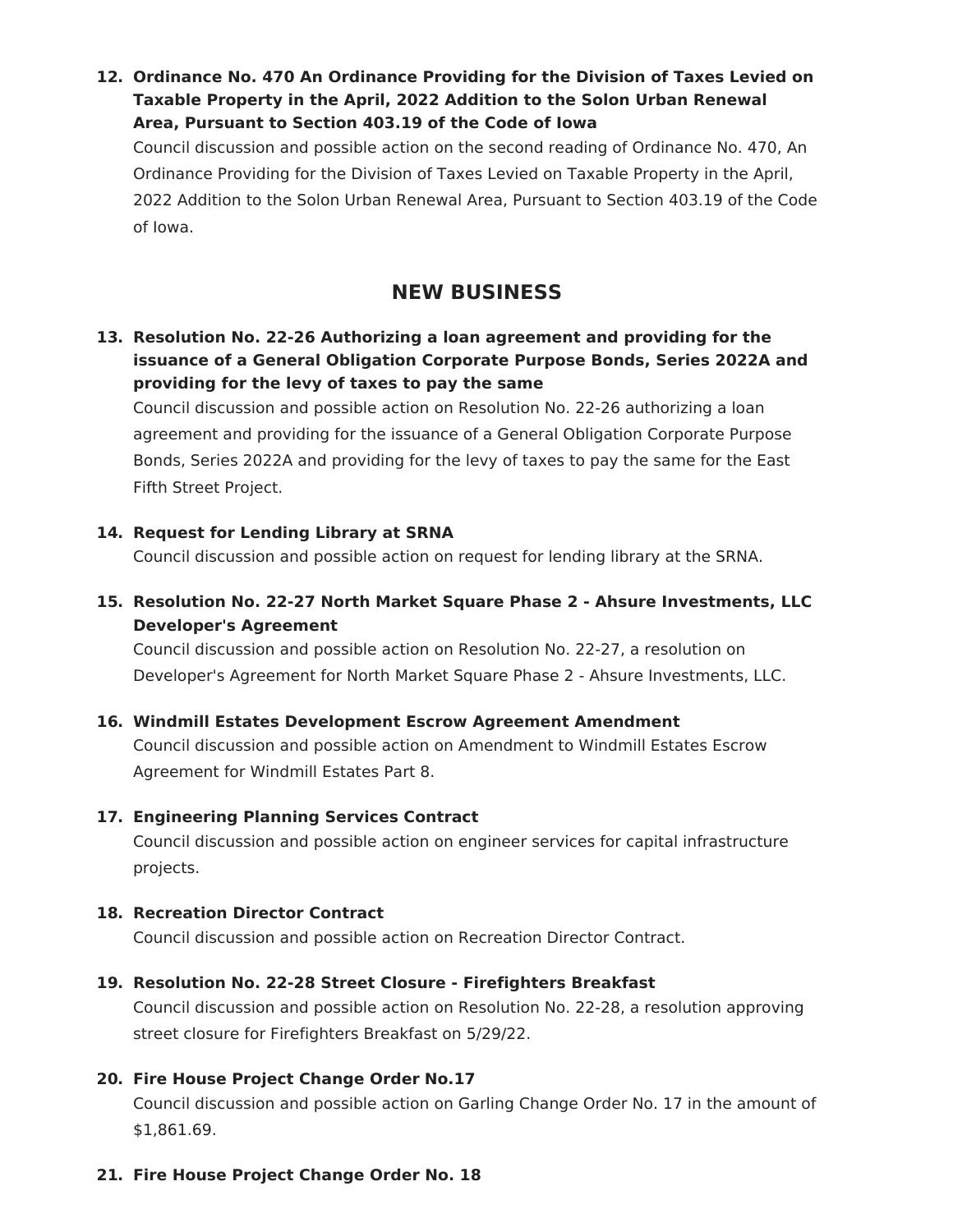12. **Ordinance No. 470 An Ordinance Providing for the Division of Taxes Levied on Taxable Property in the April, 2022 Addition to the Solon Urban Renewal Area, Pursuant to Section 403.19 of the Code of Iowa**
    Council discussion and possible action on the second reading of Ordinance No. 470, An Ordinance Providing for the Division of Taxes Levied on Taxable Property in the April, 2022 Addition to the Solon Urban Renewal Area, Pursuant to Section 403.19 of the Code of Iowa.

## NEW BUSINESS

13. **Resolution No. 22-26 Authorizing a loan agreement and providing for the issuance of a General Obligation Corporate Purpose Bonds, Series 2022A and providing for the levy of taxes to pay the same**
    Council discussion and possible action on Resolution No. 22-26 authorizing a loan agreement and providing for the issuance of a General Obligation Corporate Purpose Bonds, Series 2022A and providing for the levy of taxes to pay the same for the East Fifth Street Project.

14. **Request for Lending Library at SRNA**
    Council discussion and possible action on request for lending library at the SRNA.

15. **Resolution No. 22-27 North Market Square Phase 2 - Ahsure Investments, LLC Developer's Agreement**
    Council discussion and possible action on Resolution No. 22-27, a resolution on Developer's Agreement for North Market Square Phase 2 - Ahsure Investments, LLC.

16. **Windmill Estates Development Escrow Agreement Amendment**
    Council discussion and possible action on Amendment to Windmill Estates Escrow Agreement for Windmill Estates Part 8.

17. **Engineering Planning Services Contract**
    Council discussion and possible action on engineer services for capital infrastructure projects.

18. **Recreation Director Contract**
    Council discussion and possible action on Recreation Director Contract.

19. **Resolution No. 22-28 Street Closure - Firefighters Breakfast**
    Council discussion and possible action on Resolution No. 22-28, a resolution approving street closure for Firefighters Breakfast on 5/29/22.

20. **Fire House Project Change Order No.17**
    Council discussion and possible action on Garling Change Order No. 17 in the amount of $1,861.69.

21. **Fire House Project Change Order No. 18**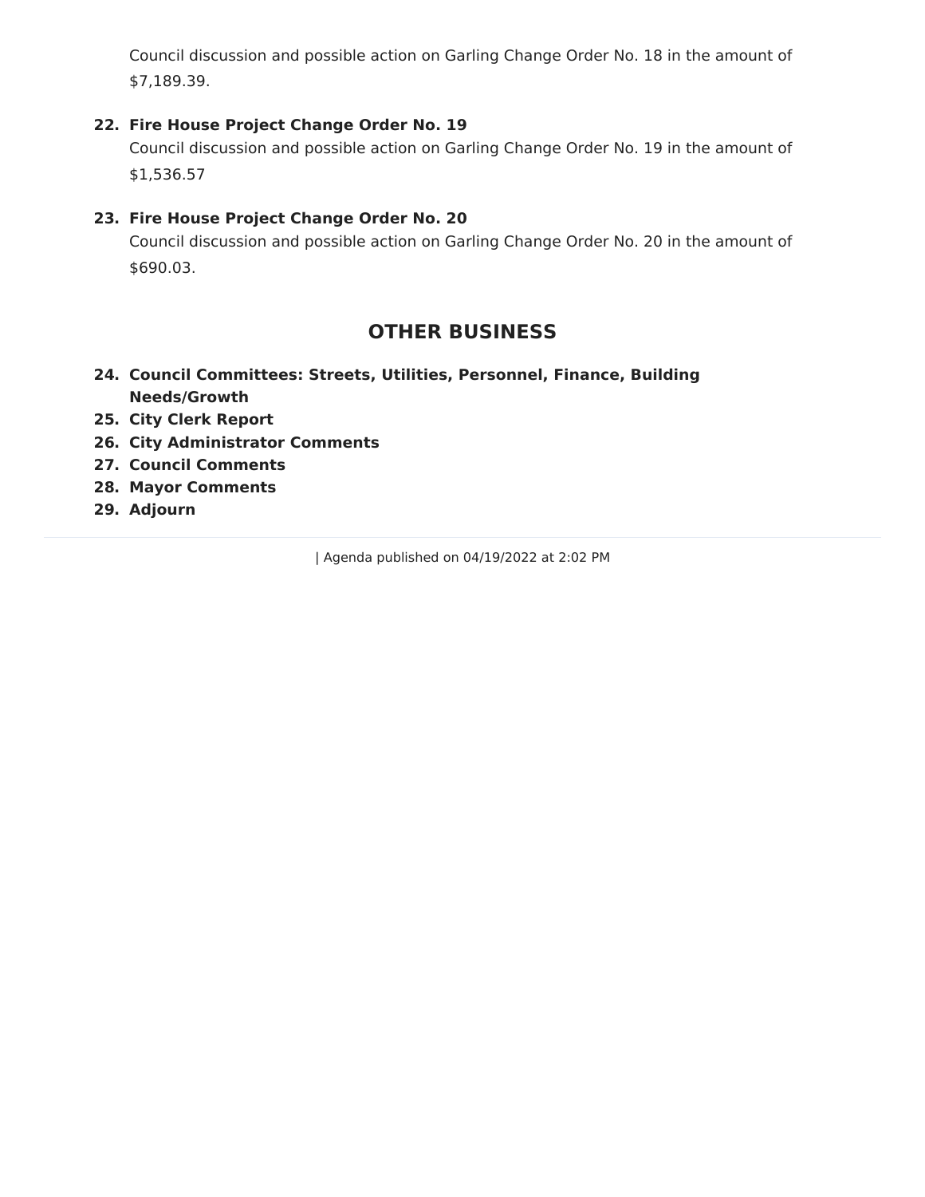Council discussion and possible action on Garling Change Order No. 18 in the amount of $7,189.39.

22. **Fire House Project Change Order No. 19**
    Council discussion and possible action on Garling Change Order No. 19 in the amount of $1,536.57

23. **Fire House Project Change Order No. 20**
    Council discussion and possible action on Garling Change Order No. 20 in the amount of $690.03.

## OTHER BUSINESS

24. **Council Committees: Streets, Utilities, Personnel, Finance, Building Needs/Growth**
25. **City Clerk Report**
26. **City Administrator Comments**
27. **Council Comments**
28. **Mayor Comments**
29. **Adjourn**

---

| Agenda published on 04/19/2022 at 2:02 PM